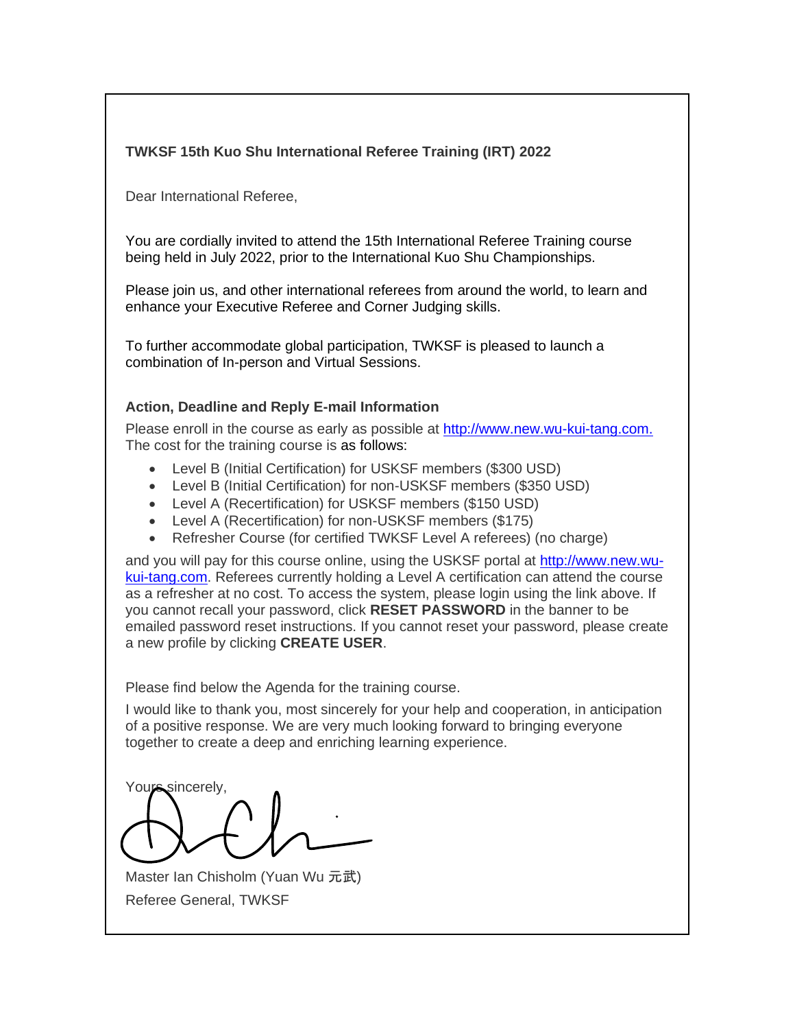**TWKSF 15th Kuo Shu International Referee Training (IRT) 2022**

Dear International Referee,

You are cordially invited to attend the 15th International Referee Training course being held in July 2022, prior to the International Kuo Shu Championships.

Please join us, and other international referees from around the world, to learn and enhance your Executive Referee and Corner Judging skills.

To further accommodate global participation, TWKSF is pleased to launch a combination of In-person and Virtual Sessions.

**Action, Deadline and Reply E-mail Information**

Please enroll in the course as early as possible at [http://www.new.wu-kui-tang.com.](http://www.new.wu-kui-tang.com) The cost for the training course is as follows:

- Level B (Initial Certification) for USKSF members ($300 USD)
- Level B (Initial Certification) for non-USKSF members ($350 USD)
- Level A (Recertification) for USKSF members ($150 USD)
- Level A (Recertification) for non-USKSF members ($175)
- Refresher Course (for certified TWKSF Level A referees) (no charge)

and you will pay for this course online, using the USKSF portal at [http://www.new.wu-kui-tang.com](http://www.new.wu-kui-tang.com). Referees currently holding a Level A certification can attend the course as a refresher at no cost. To access the system, please login using the link above. If you cannot recall your password, click **RESET PASSWORD** in the banner to be emailed password reset instructions. If you cannot reset your password, please create a new profile by clicking **CREATE USER**.

Please find below the Agenda for the training course.

I would like to thank you, most sincerely for your help and cooperation, in anticipation of a positive response. We are very much looking forward to bringing everyone together to create a deep and enriching learning experience.

Yours sincerely,

Master Ian Chisholm (Yuan Wu 元武)
Referee General, TWKSF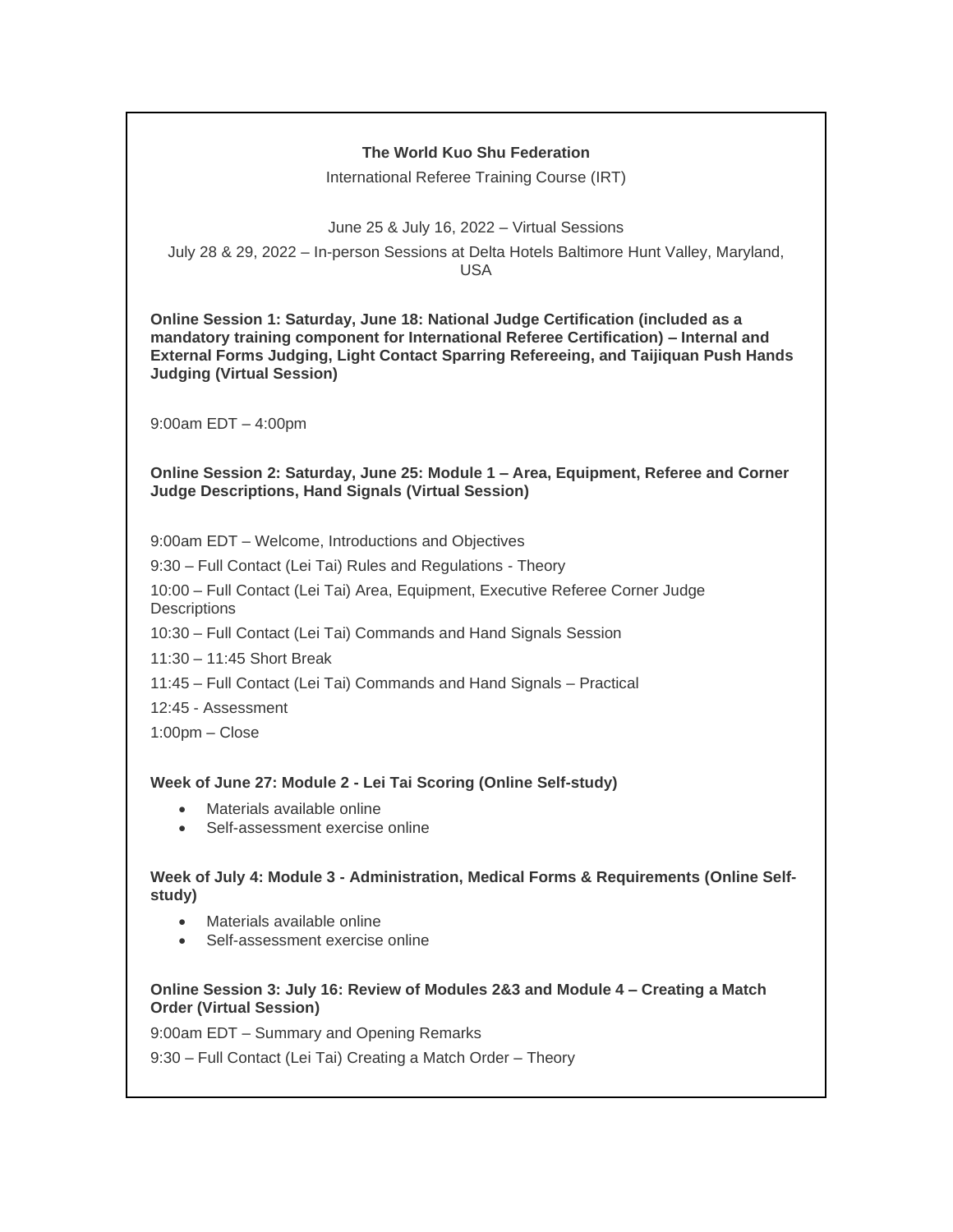**The World Kuo Shu Federation**

International Referee Training Course (IRT)

June 25 & July 16, 2022 – Virtual Sessions

July 28 & 29, 2022 – In-person Sessions at Delta Hotels Baltimore Hunt Valley, Maryland, USA

**Online Session 1: Saturday, June 18: National Judge Certification (included as a mandatory training component for International Referee Certification) – Internal and External Forms Judging, Light Contact Sparring Refereeing, and Taijiquan Push Hands Judging (Virtual Session)**

9:00am EDT – 4:00pm

**Online Session 2: Saturday, June 25: Module 1 – Area, Equipment, Referee and Corner Judge Descriptions, Hand Signals (Virtual Session)**

9:00am EDT – Welcome, Introductions and Objectives

9:30 – Full Contact (Lei Tai) Rules and Regulations - Theory

10:00 – Full Contact (Lei Tai) Area, Equipment, Executive Referee Corner Judge Descriptions

10:30 – Full Contact (Lei Tai) Commands and Hand Signals Session

11:30 – 11:45 Short Break

11:45 – Full Contact (Lei Tai) Commands and Hand Signals – Practical

12:45 - Assessment

1:00pm – Close

**Week of June 27: Module 2 - Lei Tai Scoring (Online Self-study)**

- Materials available online
- Self-assessment exercise online

**Week of July 4: Module 3 - Administration, Medical Forms & Requirements (Online Self-study)**

- Materials available online
- Self-assessment exercise online

**Online Session 3: July 16: Review of Modules 2&3 and Module 4 – Creating a Match Order (Virtual Session)**

9:00am EDT – Summary and Opening Remarks

9:30 – Full Contact (Lei Tai) Creating a Match Order – Theory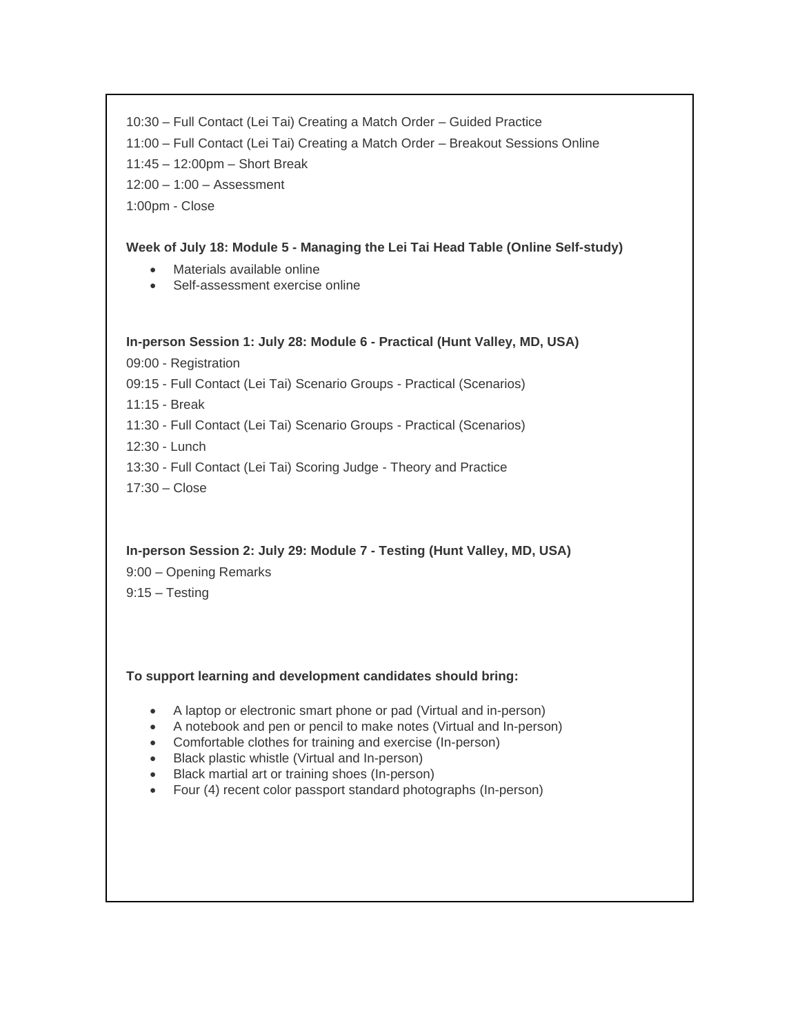10:30 – Full Contact (Lei Tai) Creating a Match Order – Guided Practice

11:00 – Full Contact (Lei Tai) Creating a Match Order – Breakout Sessions Online

11:45 – 12:00pm – Short Break

12:00 – 1:00 – Assessment

1:00pm - Close

**Week of July 18: Module 5 - Managing the Lei Tai Head Table (Online Self-study)**

- Materials available online
- Self-assessment exercise online

**In-person Session 1: July 28: Module 6 - Practical (Hunt Valley, MD, USA)**

09:00 - Registration

09:15 - Full Contact (Lei Tai) Scenario Groups - Practical (Scenarios)

11:15 - Break

11:30 - Full Contact (Lei Tai) Scenario Groups - Practical (Scenarios)

12:30 - Lunch

13:30 - Full Contact (Lei Tai) Scoring Judge - Theory and Practice

17:30 – Close

**In-person Session 2: July 29: Module 7 - Testing (Hunt Valley, MD, USA)**

9:00 – Opening Remarks

9:15 – Testing

**To support learning and development candidates should bring:**

- A laptop or electronic smart phone or pad (Virtual and in-person)
- A notebook and pen or pencil to make notes (Virtual and In-person)
- Comfortable clothes for training and exercise (In-person)
- Black plastic whistle (Virtual and In-person)
- Black martial art or training shoes (In-person)
- Four (4) recent color passport standard photographs (In-person)